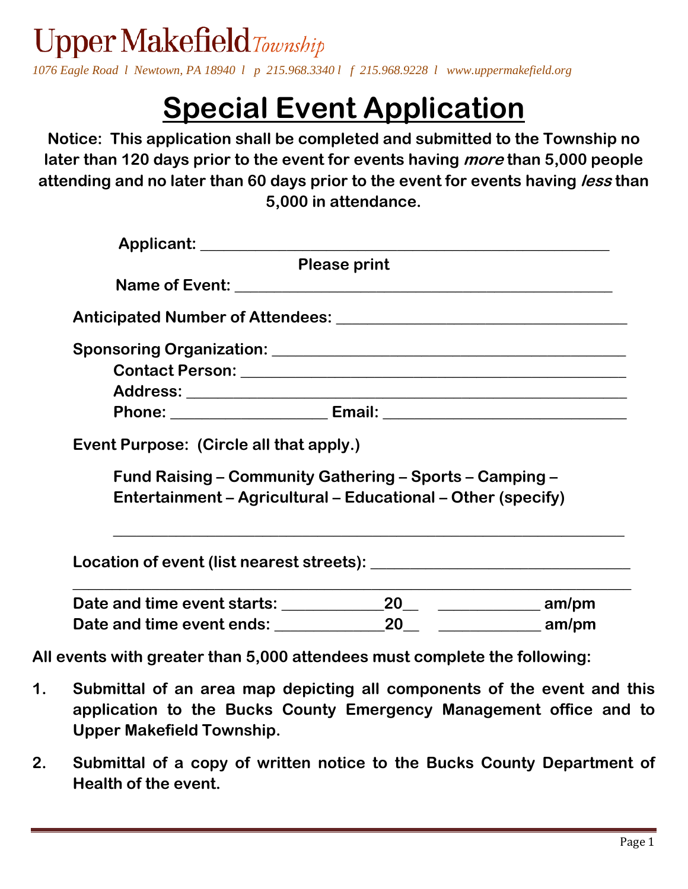# Upper Makefield *Township*

*1076 Eagle Road l Newtown, PA 18940 l p 215.968.3340 l f 215.968.9228 l www.uppermakefield.org*

# Special Event Application

**Notice: This application shall be completed and submitted to the Township no later than 120 days prior to the event for events having *more* than 5,000 people attending and no later than 60 days prior to the event for events having *less* than 5,000 in attendance.**

**Applicant:** ______________________________________________

**Please print**

**Name of Event:** ___________________________________________

**Anticipated Number of Attendees:** ______________________________

**Sponsoring Organization:** _____________________________________

**Contact Person:** ____________________________________________

**Address:** _________________________________________________

**Phone:** __________________ **Email:** ____________________________

**Event Purpose: (Circle all that apply.)**

**Fund Raising – Community Gathering – Sports – Camping – Entertainment – Agricultural – Educational – Other (specify)**

_______________________________________________________________

**Location of event (list nearest streets):** ______________________________

_______________________________________________________________

**Date and time event starts:** ____________20__ ____________ **am/pm**

**Date and time event ends:** _____________20__ ____________ **am/pm**

**All events with greater than 5,000 attendees must complete the following:**

1. **Submittal of an area map depicting all components of the event and this application to the Bucks County Emergency Management office and to Upper Makefield Township.**

2. **Submittal of a copy of written notice to the Bucks County Department of Health of the event.**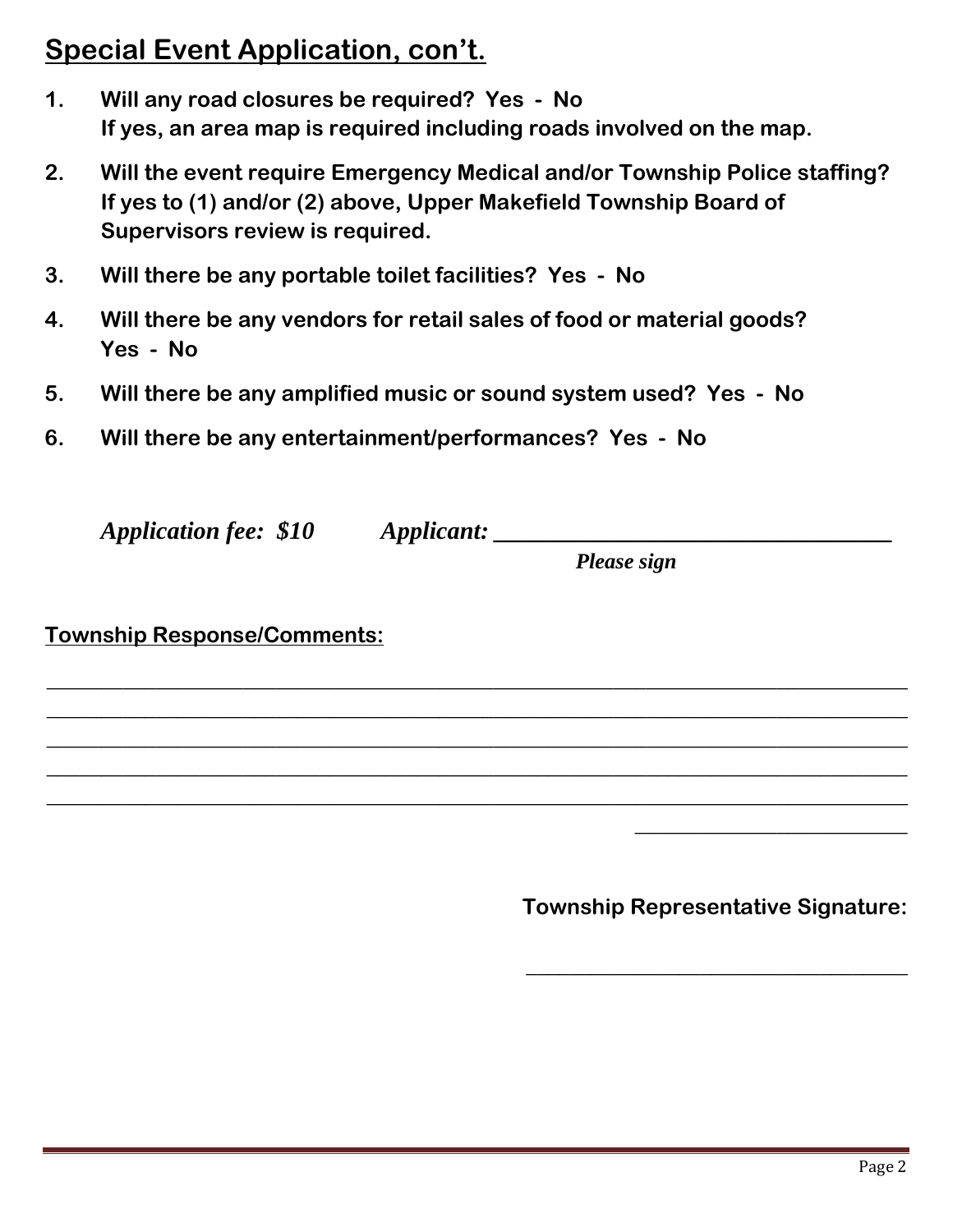## Special Event Application, con't.

1. **Will any road closures be required? Yes - No**
   **If yes, an area map is required including roads involved on the map.**
2. **Will the event require Emergency Medical and/or Township Police staffing?**
   **If yes to (1) and/or (2) above, Upper Makefield Township Board of Supervisors review is required.**
3. **Will there be any portable toilet facilities? Yes - No**
4. **Will there be any vendors for retail sales of food or material goods?**
   **Yes - No**
5. **Will there be any amplified music or sound system used? Yes - No**
6. **Will there be any entertainment/performances? Yes - No**

***Application fee: $10*** ***Applicant:*** ___________________________________

***Please sign***

**Township Response/Comments:**

___________________________________________________________________________

___________________________________________________________________________

___________________________________________________________________________

___________________________________________________________________________

___________________________________________________________________________

________________________

**Township Representative Signature:**

__________________________________